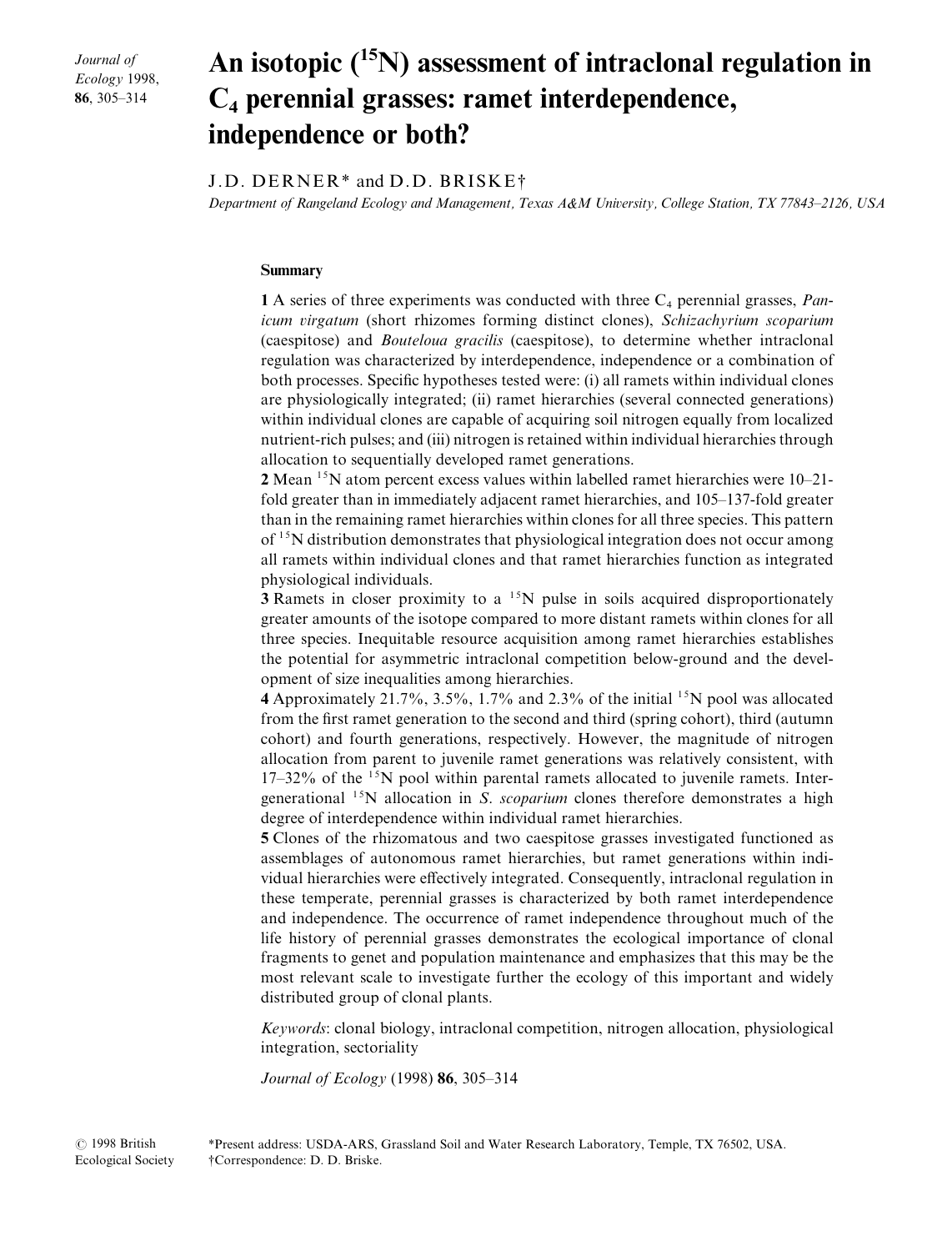# An isotopic ($^{15}N$) assessment of intraclonal regulation in $C_4$ perennial grasses: ramet interdependence, independence or both?

J.D. DERNER* and D.D. BRISKE†

*Department of Rangeland Ecology and Management, Texas A&M University, College Station, TX 77843–2126, USA*

## Summary

**1** A series of three experiments was conducted with three $C_4$ perennial grasses, *Panicum virgatum* (short rhizomes forming distinct clones), *Schizachyrium scoparium* (caespitose) and *Bouteloua gracilis* (caespitose), to determine whether intraclonal regulation was characterized by interdependence, independence or a combination of both processes. Specific hypotheses tested were: (i) all ramets within individual clones are physiologically integrated; (ii) ramet hierarchies (several connected generations) within individual clones are capable of acquiring soil nitrogen equally from localized nutrient-rich pulses; and (iii) nitrogen is retained within individual hierarchies through allocation to sequentially developed ramet generations.

**2** Mean $^{15}N$ atom percent excess values within labelled ramet hierarchies were 10–21-fold greater than in immediately adjacent ramet hierarchies, and 105–137-fold greater than in the remaining ramet hierarchies within clones for all three species. This pattern of $^{15}N$ distribution demonstrates that physiological integration does not occur among all ramets within individual clones and that ramet hierarchies function as integrated physiological individuals.

**3** Ramets in closer proximity to a $^{15}N$ pulse in soils acquired disproportionately greater amounts of the isotope compared to more distant ramets within clones for all three species. Inequitable resource acquisition among ramet hierarchies establishes the potential for asymmetric intraclonal competition below-ground and the development of size inequalities among hierarchies.

**4** Approximately 21.7%, 3.5%, 1.7% and 2.3% of the initial $^{15}N$ pool was allocated from the first ramet generation to the second and third (spring cohort), third (autumn cohort) and fourth generations, respectively. However, the magnitude of nitrogen allocation from parent to juvenile ramet generations was relatively consistent, with 17–32% of the $^{15}N$ pool within parental ramets allocated to juvenile ramets. Intergenerational $^{15}N$ allocation in *S. scoparium* clones therefore demonstrates a high degree of interdependence within individual ramet hierarchies.

**5** Clones of the rhizomatous and two caespitose grasses investigated functioned as assemblages of autonomous ramet hierarchies, but ramet generations within individual hierarchies were effectively integrated. Consequently, intraclonal regulation in these temperate, perennial grasses is characterized by both ramet interdependence and independence. The occurrence of ramet independence throughout much of the life history of perennial grasses demonstrates the ecological importance of clonal fragments to genet and population maintenance and emphasizes that this may be the most relevant scale to investigate further the ecology of this important and widely distributed group of clonal plants.

*Keywords*: clonal biology, intraclonal competition, nitrogen allocation, physiological integration, sectoriality

*Journal of Ecology* (1998) **86**, 305–314

© 1998 British Ecological Society

*Present address: USDA-ARS, Grassland Soil and Water Research Laboratory, Temple, TX 76502, USA.
†Correspondence: D. D. Briske.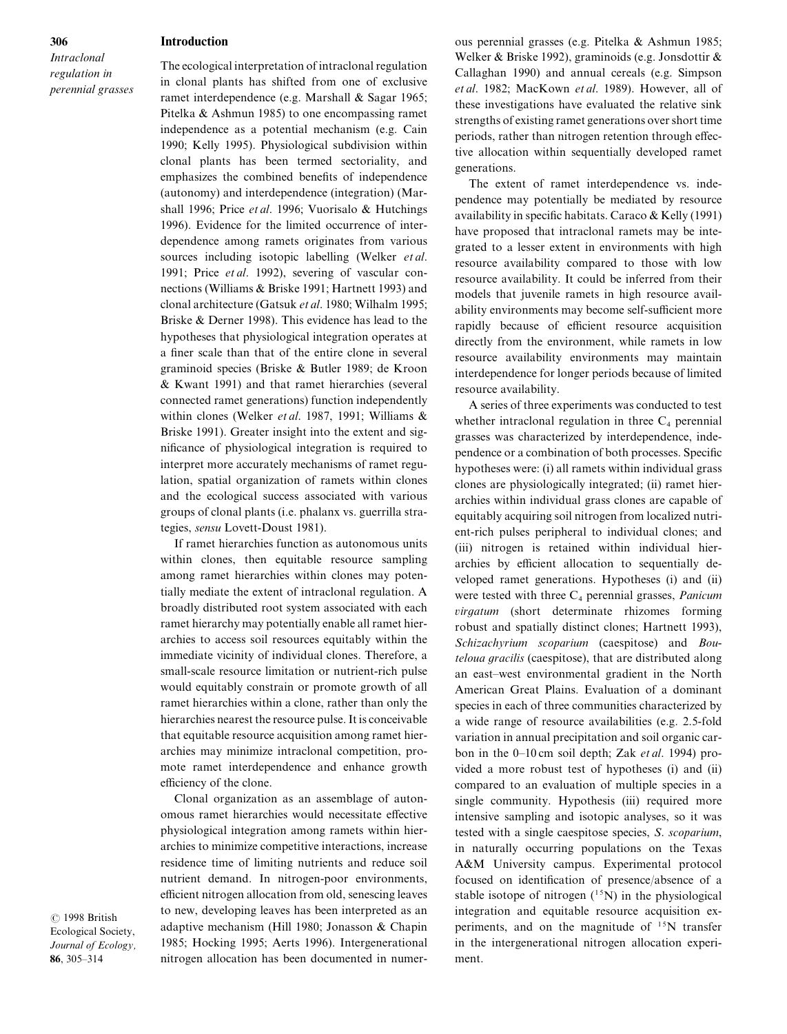## Introduction

The ecological interpretation of intraclonal regulation in clonal plants has shifted from one of exclusive ramet interdependence (e.g. Marshall & Sagar 1965; Pitelka & Ashmun 1985) to one encompassing ramet independence as a potential mechanism (e.g. Cain 1990; Kelly 1995). Physiological subdivision within clonal plants has been termed sectoriality, and emphasizes the combined benefits of independence (autonomy) and interdependence (integration) (Marshall 1996; Price *et al*. 1996; Vuorisalo & Hutchings 1996). Evidence for the limited occurrence of interdependence among ramets originates from various sources including isotopic labelling (Welker *et al*. 1991; Price *et al*. 1992), severing of vascular connections (Williams & Briske 1991; Hartnett 1993) and clonal architecture (Gatsuk *et al*. 1980; Wilhalm 1995; Briske & Derner 1998). This evidence has lead to the hypotheses that physiological integration operates at a finer scale than that of the entire clone in several graminoid species (Briske & Butler 1989; de Kroon & Kwant 1991) and that ramet hierarchies (several connected ramet generations) function independently within clones (Welker *et al*. 1987, 1991; Williams & Briske 1991). Greater insight into the extent and significance of physiological integration is required to interpret more accurately mechanisms of ramet regulation, spatial organization of ramets within clones and the ecological success associated with various groups of clonal plants (i.e. phalanx vs. guerrilla strategies, *sensu* Lovett-Doust 1981).

If ramet hierarchies function as autonomous units within clones, then equitable resource sampling among ramet hierarchies within clones may potentially mediate the extent of intraclonal regulation. A broadly distributed root system associated with each ramet hierarchy may potentially enable all ramet hierarchies to access soil resources equitably within the immediate vicinity of individual clones. Therefore, a small-scale resource limitation or nutrient-rich pulse would equitably constrain or promote growth of all ramet hierarchies within a clone, rather than only the hierarchies nearest the resource pulse. It is conceivable that equitable resource acquisition among ramet hierarchies may minimize intraclonal competition, promote ramet interdependence and enhance growth efficiency of the clone.

Clonal organization as an assemblage of autonomous ramet hierarchies would necessitate effective physiological integration among ramets within hierarchies to minimize competitive interactions, increase residence time of limiting nutrients and reduce soil nutrient demand. In nitrogen-poor environments, efficient nitrogen allocation from old, senescing leaves to new, developing leaves has been interpreted as an adaptive mechanism (Hill 1980; Jonasson & Chapin 1985; Hocking 1995; Aerts 1996). Intergenerational nitrogen allocation has been documented in numerous perennial grasses (e.g. Pitelka & Ashmun 1985; Welker & Briske 1992), graminoids (e.g. Jonsdottir & Callaghan 1990) and annual cereals (e.g. Simpson *et al*. 1982; MacKown *et al*. 1989). However, all of these investigations have evaluated the relative sink strengths of existing ramet generations over short time periods, rather than nitrogen retention through effective allocation within sequentially developed ramet generations.

The extent of ramet interdependence vs. independence may potentially be mediated by resource availability in specific habitats. Caraco & Kelly (1991) have proposed that intraclonal ramets may be integrated to a lesser extent in environments with high resource availability compared to those with low resource availability. It could be inferred from their models that juvenile ramets in high resource availability environments may become self-sufficient more rapidly because of efficient resource acquisition directly from the environment, while ramets in low resource availability environments may maintain interdependence for longer periods because of limited resource availability.

A series of three experiments was conducted to test whether intraclonal regulation in three $C_4$ perennial grasses was characterized by interdependence, independence or a combination of both processes. Specific hypotheses were: (i) all ramets within individual grass clones are physiologically integrated; (ii) ramet hierarchies within individual grass clones are capable of equitably acquiring soil nitrogen from localized nutrient-rich pulses peripheral to individual clones; and (iii) nitrogen is retained within individual hierarchies by efficient allocation to sequentially developed ramet generations. Hypotheses (i) and (ii) were tested with three $C_4$ perennial grasses, *Panicum virgatum* (short determinate rhizomes forming robust and spatially distinct clones; Hartnett 1993), *Schizachyrium scoparium* (caespitose) and *Bouteloua gracilis* (caespitose), that are distributed along an east–west environmental gradient in the North American Great Plains. Evaluation of a dominant species in each of three communities characterized by a wide range of resource availabilities (e.g. 2.5-fold variation in annual precipitation and soil organic carbon in the 0–10 cm soil depth; Zak *et al*. 1994) provided a more robust test of hypotheses (i) and (ii) compared to an evaluation of multiple species in a single community. Hypothesis (iii) required more intensive sampling and isotopic analyses, so it was tested with a single caespitose species, *S. scoparium*, in naturally occurring populations on the Texas A&M University campus. Experimental protocol focused on identification of presence/absence of a stable isotope of nitrogen ($^{15}N$) in the physiological integration and equitable resource acquisition experiments, and on the magnitude of $^{15}N$ transfer in the intergenerational nitrogen allocation experiment.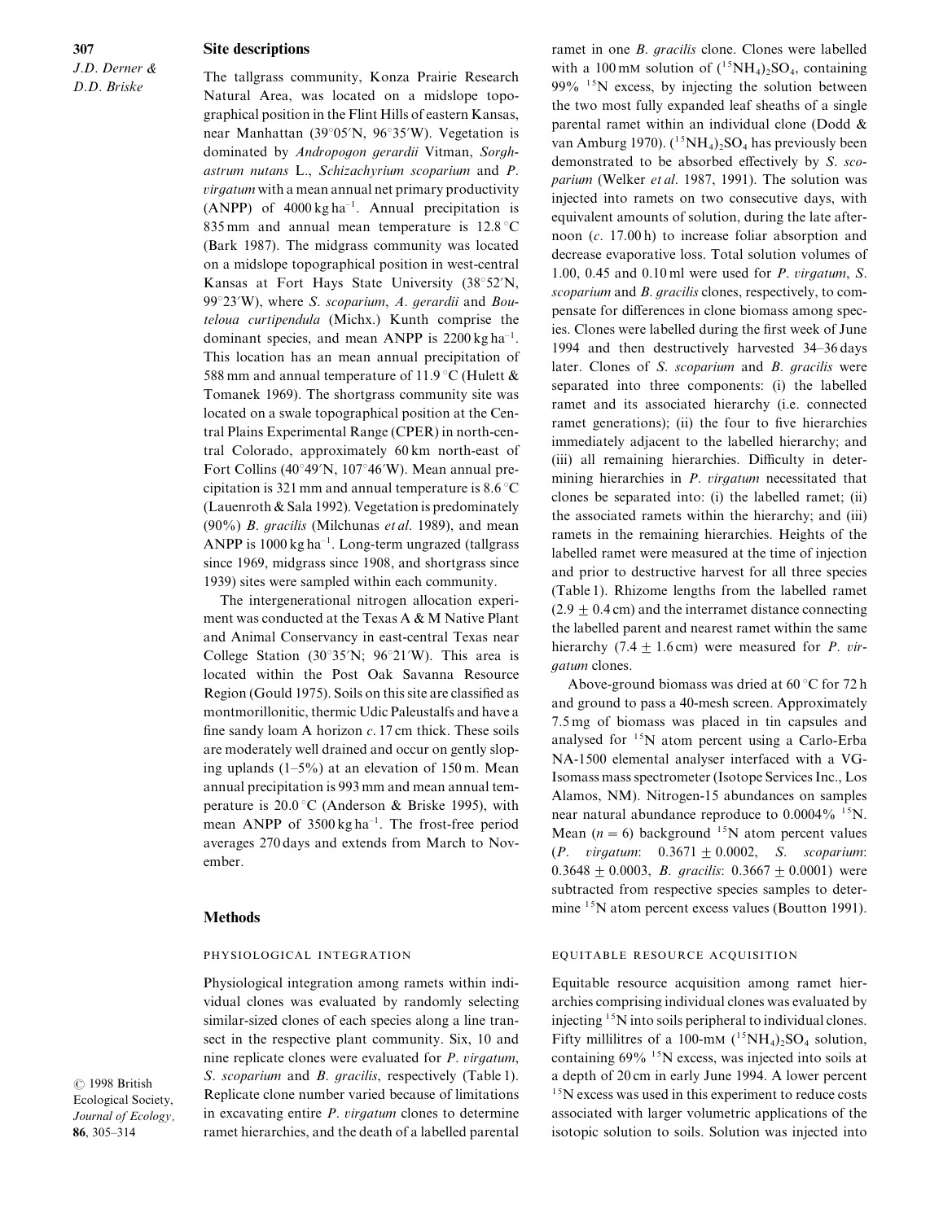## Site descriptions

The tallgrass community, Konza Prairie Research Natural Area, was located on a midslope topographical position in the Flint Hills of eastern Kansas, near Manhattan (39°05′N, 96°35′W). Vegetation is dominated by *Andropogon gerardii* Vitman, *Sorghastrum nutans* L., *Schizachyrium scoparium* and *P. virgatum* with a mean annual net primary productivity (ANPP) of 4000 kg ha$^{-1}$. Annual precipitation is 835 mm and annual mean temperature is 12.8 °C (Bark 1987). The midgrass community was located on a midslope topographical position in west-central Kansas at Fort Hays State University (38°52′N, 99°23′W), where *S. scoparium*, *A. gerardii* and *Bouteloua curtipendula* (Michx.) Kunth comprise the dominant species, and mean ANPP is 2200 kg ha$^{-1}$. This location has an mean annual precipitation of 588 mm and annual temperature of 11.9 °C (Hulett & Tomanek 1969). The shortgrass community site was located on a swale topographical position at the Central Plains Experimental Range (CPER) in north-central Colorado, approximately 60 km north-east of Fort Collins (40°49′N, 107°46′W). Mean annual precipitation is 321 mm and annual temperature is 8.6 °C (Lauenroth & Sala 1992). Vegetation is predominately (90%) *B. gracilis* (Milchunas *et al*. 1989), and mean ANPP is 1000 kg ha$^{-1}$. Long-term ungrazed (tallgrass since 1969, midgrass since 1908, and shortgrass since 1939) sites were sampled within each community.

The intergenerational nitrogen allocation experiment was conducted at the Texas A & M Native Plant and Animal Conservancy in east-central Texas near College Station (30°35′N; 96°21′W). This area is located within the Post Oak Savanna Resource Region (Gould 1975). Soils on this site are classified as montmorillonitic, thermic Udic Paleustalfs and have a fine sandy loam A horizon *c*. 17 cm thick. These soils are moderately well drained and occur on gently sloping uplands (1–5%) at an elevation of 150 m. Mean annual precipitation is 993 mm and mean annual temperature is 20.0 °C (Anderson & Briske 1995), with mean ANPP of 3500 kg ha$^{-1}$. The frost-free period averages 270 days and extends from March to November.

## Methods

### Physiological integration

Physiological integration among ramets within individual clones was evaluated by randomly selecting similar-sized clones of each species along a line transect in the respective plant community. Six, 10 and nine replicate clones were evaluated for *P. virgatum*, *S. scoparium* and *B. gracilis*, respectively (Table 1). Replicate clone number varied because of limitations in excavating entire *P. virgatum* clones to determine ramet hierarchies, and the death of a labelled parental ramet in one *B. gracilis* clone. Clones were labelled with a 100 mM solution of $(^{15}NH_4)_2SO_4$, containing 99% $^{15}N$ excess, by injecting the solution between the two most fully expanded leaf sheaths of a single parental ramet within an individual clone (Dodd & van Amburg 1970). $(^{15}NH_4)_2SO_4$ has previously been demonstrated to be absorbed effectively by *S. scoparium* (Welker *et al*. 1987, 1991). The solution was injected into ramets on two consecutive days, with equivalent amounts of solution, during the late afternoon (*c*. 17.00 h) to increase foliar absorption and decrease evaporative loss. Total solution volumes of 1.00, 0.45 and 0.10 ml were used for *P. virgatum*, *S. scoparium* and *B. gracilis* clones, respectively, to compensate for differences in clone biomass among species. Clones were labelled during the first week of June 1994 and then destructively harvested 34–36 days later. Clones of *S. scoparium* and *B. gracilis* were separated into three components: (i) the labelled ramet and its associated hierarchy (i.e. connected ramet generations); (ii) the four to five hierarchies immediately adjacent to the labelled hierarchy; and (iii) all remaining hierarchies. Difficulty in determining hierarchies in *P. virgatum* necessitated that clones be separated into: (i) the labelled ramet; (ii) the associated ramets within the hierarchy; and (iii) ramets in the remaining hierarchies. Heights of the labelled ramet were measured at the time of injection and prior to destructive harvest for all three species (Table 1). Rhizome lengths from the labelled ramet ($2.9 \pm 0.4$ cm) and the interramet distance connecting the labelled parent and nearest ramet within the same hierarchy ($7.4 \pm 1.6$ cm) were measured for *P. virgatum* clones.

Above-ground biomass was dried at 60 °C for 72 h and ground to pass a 40-mesh screen. Approximately 7.5 mg of biomass was placed in tin capsules and analysed for $^{15}N$ atom percent using a Carlo-Erba NA-1500 elemental analyser interfaced with a VG-Isomass mass spectrometer (Isotope Services Inc., Los Alamos, NM). Nitrogen-15 abundances on samples near natural abundance reproduce to 0.0004% $^{15}N$. Mean ($n = 6$) background $^{15}N$ atom percent values (*P. virgatum*: $0.3671 \pm 0.0002$, *S. scoparium*: $0.3648 \pm 0.0003$, *B. gracilis*: $0.3667 \pm 0.0001$) were subtracted from respective species samples to determine $^{15}N$ atom percent excess values (Boutton 1991).

### Equitable resource acquisition

Equitable resource acquisition among ramet hierarchies comprising individual clones was evaluated by injecting $^{15}N$ into soils peripheral to individual clones. Fifty millilitres of a 100-mM $(^{15}NH_4)_2SO_4$ solution, containing 69% $^{15}N$ excess, was injected into soils at a depth of 20 cm in early June 1994. A lower percent $^{15}N$ excess was used in this experiment to reduce costs associated with larger volumetric applications of the isotopic solution to soils. Solution was injected into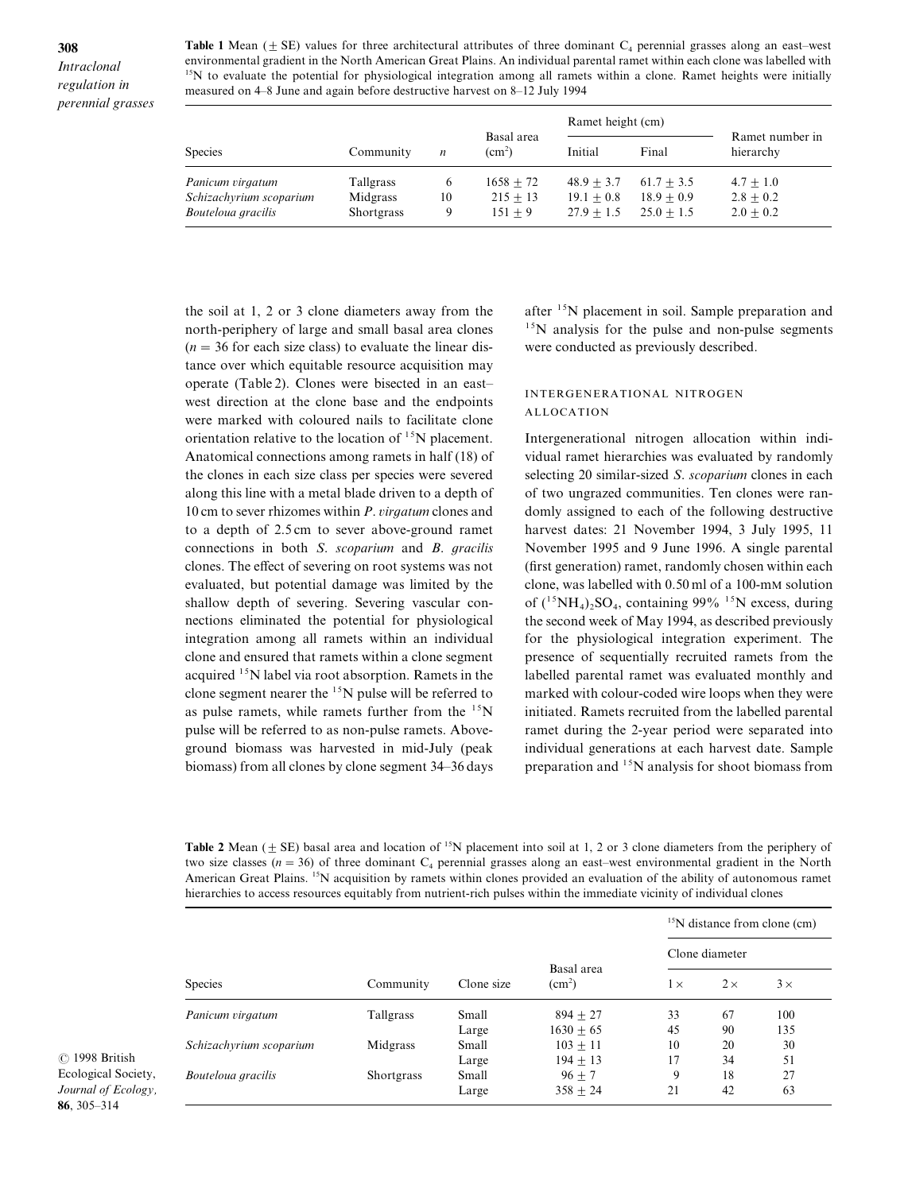**Table 1** Mean (± SE) values for three architectural attributes of three dominant $C_4$ perennial grasses along an east–west environmental gradient in the North American Great Plains. An individual parental ramet within each clone was labelled with $^{15}N$ to evaluate the potential for physiological integration among all ramets within a clone. Ramet heights were initially measured on 4–8 June and again before destructive harvest on 8–12 July 1994

| Species | Community | $n$ | Basal area (cm$^2$) | Ramet height (cm) | | Ramet number in hierarchy |
|---|---|---|---|---|---|---|
| | | | | Initial | Final | |
| *Panicum virgatum* | Tallgrass | 6 | 1658 ± 72 | 48.9 ± 3.7 | 61.7 ± 3.5 | 4.7 ± 1.0 |
| *Schizachyrium scoparium* | Midgrass | 10 | 215 ± 13 | 19.1 ± 0.8 | 18.9 ± 0.9 | 2.8 ± 0.2 |
| *Bouteloua gracilis* | Shortgrass | 9 | 151 ± 9 | 27.9 ± 1.5 | 25.0 ± 1.5 | 2.0 ± 0.2 |

the soil at 1, 2 or 3 clone diameters away from the north-periphery of large and small basal area clones ($n = 36$ for each size class) to evaluate the linear distance over which equitable resource acquisition may operate (Table 2). Clones were bisected in an east–west direction at the clone base and the endpoints were marked with coloured nails to facilitate clone orientation relative to the location of $^{15}N$ placement. Anatomical connections among ramets in half (18) of the clones in each size class per species were severed along this line with a metal blade driven to a depth of 10 cm to sever rhizomes within *P. virgatum* clones and to a depth of 2.5 cm to sever above-ground ramet connections in both *S. scoparium* and *B. gracilis* clones. The effect of severing on root systems was not evaluated, but potential damage was limited by the shallow depth of severing. Severing vascular connections eliminated the potential for physiological integration among all ramets within an individual clone and ensured that ramets within a clone segment acquired $^{15}N$ label via root absorption. Ramets in the clone segment nearer the $^{15}N$ pulse will be referred to as pulse ramets, while ramets further from the $^{15}N$ pulse will be referred to as non-pulse ramets. Above-ground biomass was harvested in mid-July (peak biomass) from all clones by clone segment 34–36 days after $^{15}N$ placement in soil. Sample preparation and $^{15}N$ analysis for the pulse and non-pulse segments were conducted as previously described.

### Intergenerational nitrogen allocation

Intergenerational nitrogen allocation within individual ramet hierarchies was evaluated by randomly selecting 20 similar-sized *S. scoparium* clones in each of two ungrazed communities. Ten clones were randomly assigned to each of the following destructive harvest dates: 21 November 1994, 3 July 1995, 11 November 1995 and 9 June 1996. A single parental (first generation) ramet, randomly chosen within each clone, was labelled with 0.50 ml of a 100-mM solution of $(^{15}NH_4)_2SO_4$, containing 99% $^{15}N$ excess, during the second week of May 1994, as described previously for the physiological integration experiment. The presence of sequentially recruited ramets from the labelled parental ramet was evaluated monthly and marked with colour-coded wire loops when they were initiated. Ramets recruited from the labelled parental ramet during the 2-year period were separated into individual generations at each harvest date. Sample preparation and $^{15}N$ analysis for shoot biomass from

**Table 2** Mean (± SE) basal area and location of $^{15}N$ placement into soil at 1, 2 or 3 clone diameters from the periphery of two size classes ($n = 36$) of three dominant $C_4$ perennial grasses along an east–west environmental gradient in the North American Great Plains. $^{15}N$ acquisition by ramets within clones provided an evaluation of the ability of autonomous ramet hierarchies to access resources equitably from nutrient-rich pulses within the immediate vicinity of individual clones

| Species | Community | Clone size | Basal area (cm$^2$) | $^{15}N$ distance from clone (cm) | | |
|---|---|---|---|---|---|---|
| | | | | Clone diameter | | |
| | | | | 1× | 2× | 3× |
| *Panicum virgatum* | Tallgrass | Small | 894 ± 27 | 33 | 67 | 100 |
| | | Large | 1630 ± 65 | 45 | 90 | 135 |
| *Schizachyrium scoparium* | Midgrass | Small | 103 ± 11 | 10 | 20 | 30 |
| | | Large | 194 ± 13 | 17 | 34 | 51 |
| *Bouteloua gracilis* | Shortgrass | Small | 96 ± 7 | 9 | 18 | 27 |
| | | Large | 358 ± 24 | 21 | 42 | 63 |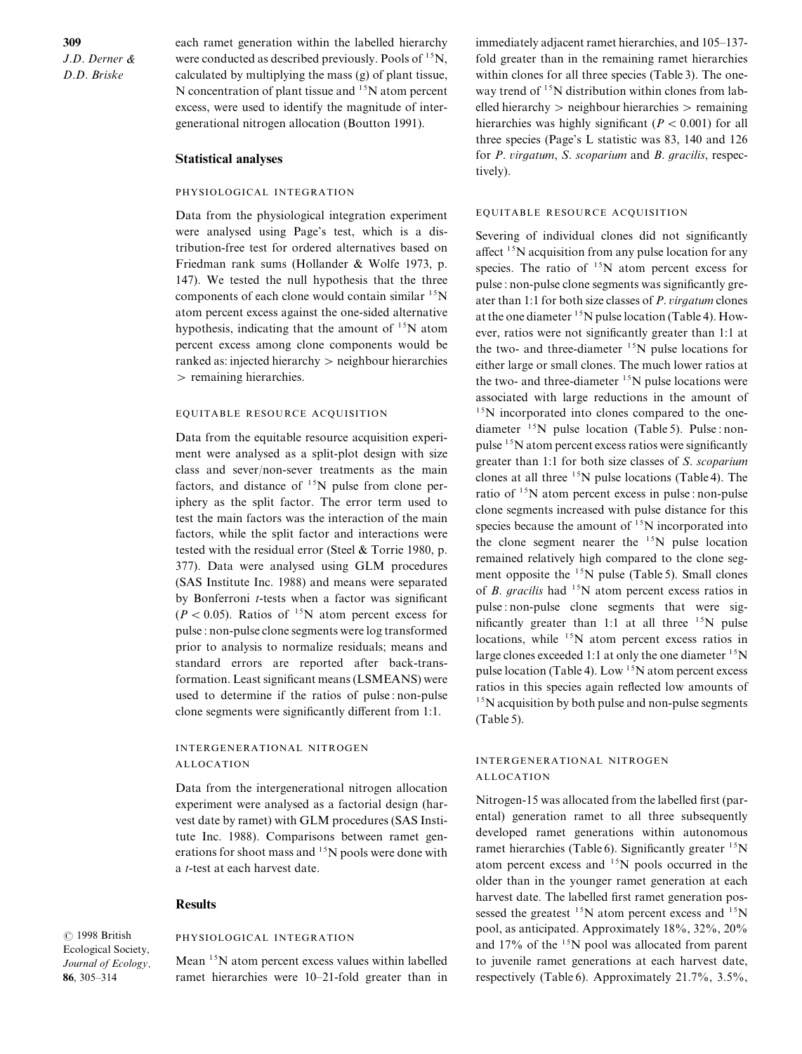each ramet generation within the labelled hierarchy were conducted as described previously. Pools of $^{15}N$, calculated by multiplying the mass (g) of plant tissue, N concentration of plant tissue and $^{15}N$ atom percent excess, were used to identify the magnitude of intergenerational nitrogen allocation (Boutton 1991).

## Statistical analyses

### PHYSIOLOGICAL INTEGRATION

Data from the physiological integration experiment were analysed using Page's test, which is a distribution-free test for ordered alternatives based on Friedman rank sums (Hollander & Wolfe 1973, p. 147). We tested the null hypothesis that the three components of each clone would contain similar $^{15}N$ atom percent excess against the one-sided alternative hypothesis, indicating that the amount of $^{15}N$ atom percent excess among clone components would be ranked as: injected hierarchy > neighbour hierarchies > remaining hierarchies.

### EQUITABLE RESOURCE ACQUISITION

Data from the equitable resource acquisition experiment were analysed as a split-plot design with size class and sever/non-sever treatments as the main factors, and distance of $^{15}N$ pulse from clone periphery as the split factor. The error term used to test the main factors was the interaction of the main factors, while the split factor and interactions were tested with the residual error (Steel & Torrie 1980, p. 377). Data were analysed using GLM procedures (SAS Institute Inc. 1988) and means were separated by Bonferroni *t*-tests when a factor was significant ($P < 0.05$). Ratios of $^{15}N$ atom percent excess for pulse : non-pulse clone segments were log transformed prior to analysis to normalize residuals; means and standard errors are reported after back-transformation. Least significant means (LSMEANS) were used to determine if the ratios of pulse : non-pulse clone segments were significantly different from 1:1.

### INTERGENERATIONAL NITROGEN ALLOCATION

Data from the intergenerational nitrogen allocation experiment were analysed as a factorial design (harvest date by ramet) with GLM procedures (SAS Institute Inc. 1988). Comparisons between ramet generations for shoot mass and $^{15}N$ pools were done with a *t*-test at each harvest date.

## Results

### PHYSIOLOGICAL INTEGRATION

Mean $^{15}N$ atom percent excess values within labelled ramet hierarchies were 10–21-fold greater than in immediately adjacent ramet hierarchies, and 105–137-fold greater than in the remaining ramet hierarchies within clones for all three species (Table 3). The one-way trend of $^{15}N$ distribution within clones from labelled hierarchy > neighbour hierarchies > remaining hierarchies was highly significant ($P < 0.001$) for all three species (Page's L statistic was 83, 140 and 126 for *P. virgatum*, *S. scoparium* and *B. gracilis*, respectively).

### EQUITABLE RESOURCE ACQUISITION

Severing of individual clones did not significantly affect $^{15}N$ acquisition from any pulse location for any species. The ratio of $^{15}N$ atom percent excess for pulse : non-pulse clone segments was significantly greater than 1:1 for both size classes of *P. virgatum* clones at the one diameter $^{15}N$ pulse location (Table 4). However, ratios were not significantly greater than 1:1 at the two- and three-diameter $^{15}N$ pulse locations for either large or small clones. The much lower ratios at the two- and three-diameter $^{15}N$ pulse locations were associated with large reductions in the amount of $^{15}N$ incorporated into clones compared to the one-diameter $^{15}N$ pulse location (Table 5). Pulse : non-pulse $^{15}N$ atom percent excess ratios were significantly greater than 1:1 for both size classes of *S. scoparium* clones at all three $^{15}N$ pulse locations (Table 4). The ratio of $^{15}N$ atom percent excess in pulse : non-pulse clone segments increased with pulse distance for this species because the amount of $^{15}N$ incorporated into the clone segment nearer the $^{15}N$ pulse location remained relatively high compared to the clone segment opposite the $^{15}N$ pulse (Table 5). Small clones of *B. gracilis* had $^{15}N$ atom percent excess ratios in pulse : non-pulse clone segments that were significantly greater than 1:1 at all three $^{15}N$ pulse locations, while $^{15}N$ atom percent excess ratios in large clones exceeded 1:1 at only the one diameter $^{15}N$ pulse location (Table 4). Low $^{15}N$ atom percent excess ratios in this species again reflected low amounts of $^{15}N$ acquisition by both pulse and non-pulse segments (Table 5).

### INTERGENERATIONAL NITROGEN ALLOCATION

Nitrogen-15 was allocated from the labelled first (parental) generation ramet to all three subsequently developed ramet generations within autonomous ramet hierarchies (Table 6). Significantly greater $^{15}N$ atom percent excess and $^{15}N$ pools occurred in the older than in the younger ramet generation at each harvest date. The labelled first ramet generation possessed the greatest $^{15}N$ atom percent excess and $^{15}N$ pool, as anticipated. Approximately 18%, 32%, 20% and 17% of the $^{15}N$ pool was allocated from parent to juvenile ramet generations at each harvest date, respectively (Table 6). Approximately 21.7%, 3.5%,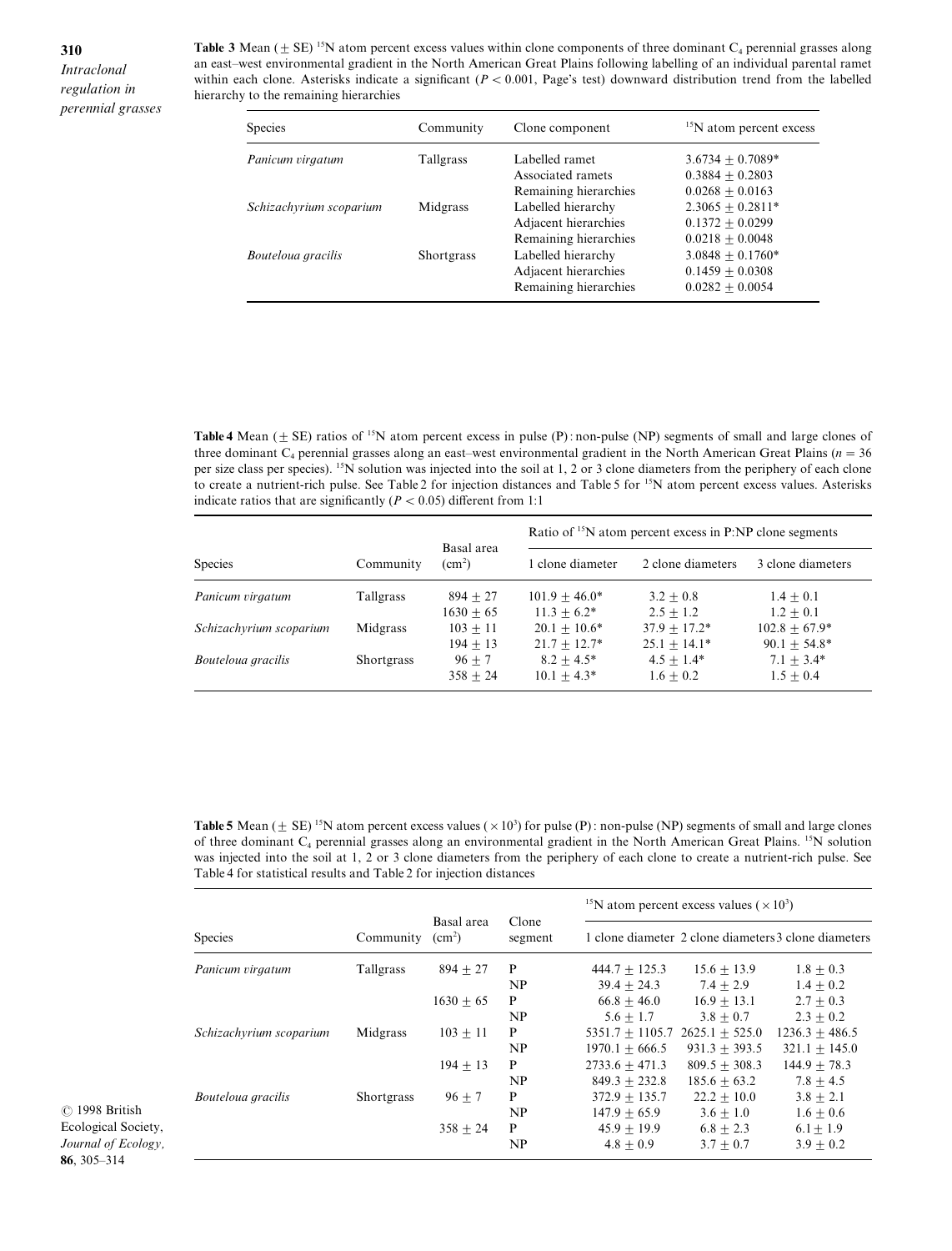**Table 3** Mean (± SE) $^{15}N$ atom percent excess values within clone components of three dominant $C_4$ perennial grasses along an east–west environmental gradient in the North American Great Plains following labelling of an individual parental ramet within each clone. Asterisks indicate a significant ($P < 0.001$, Page's test) downward distribution trend from the labelled hierarchy to the remaining hierarchies

| Species | Community | Clone component | $^{15}N$ atom percent excess |
|---|---|---|---|
| *Panicum virgatum* | Tallgrass | Labelled ramet | 3.6734 ± 0.7089* |
| | | Associated ramets | 0.3884 ± 0.2803 |
| | | Remaining hierarchies | 0.0268 ± 0.0163 |
| *Schizachyrium scoparium* | Midgrass | Labelled hierarchy | 2.3065 ± 0.2811* |
| | | Adjacent hierarchies | 0.1372 ± 0.0299 |
| | | Remaining hierarchies | 0.0218 ± 0.0048 |
| *Bouteloua gracilis* | Shortgrass | Labelled hierarchy | 3.0848 ± 0.1760* |
| | | Adjacent hierarchies | 0.1459 ± 0.0308 |
| | | Remaining hierarchies | 0.0282 ± 0.0054 |

**Table 4** Mean (± SE) ratios of $^{15}N$ atom percent excess in pulse (P) : non-pulse (NP) segments of small and large clones of three dominant $C_4$ perennial grasses along an east–west environmental gradient in the North American Great Plains ($n = 36$ per size class per species). $^{15}N$ solution was injected into the soil at 1, 2 or 3 clone diameters from the periphery of each clone to create a nutrient-rich pulse. See Table 2 for injection distances and Table 5 for $^{15}N$ atom percent excess values. Asterisks indicate ratios that are significantly ($P < 0.05$) different from 1:1

| Species | Community | Basal area ($cm^2$) | Ratio of $^{15}N$ atom percent excess in P:NP clone segments | | |
|---|---|---|---|---|---|
| | | | 1 clone diameter | 2 clone diameters | 3 clone diameters |
| *Panicum virgatum* | Tallgrass | 894 ± 27 | 101.9 ± 46.0* | 3.2 ± 0.8 | 1.4 ± 0.1 |
| | | 1630 ± 65 | 11.3 ± 6.2* | 2.5 ± 1.2 | 1.2 ± 0.1 |
| *Schizachyrium scoparium* | Midgrass | 103 ± 11 | 20.1 ± 10.6* | 37.9 ± 17.2* | 102.8 ± 67.9* |
| | | 194 ± 13 | 21.7 ± 12.7* | 25.1 ± 14.1* | 90.1 ± 54.8* |
| *Bouteloua gracilis* | Shortgrass | 96 ± 7 | 8.2 ± 4.5* | 4.5 ± 1.4* | 7.1 ± 3.4* |
| | | 358 ± 24 | 10.1 ± 4.3* | 1.6 ± 0.2 | 1.5 ± 0.4 |

**Table 5** Mean (± SE) $^{15}N$ atom percent excess values ($\times 10^3$) for pulse (P) : non-pulse (NP) segments of small and large clones of three dominant $C_4$ perennial grasses along an environmental gradient in the North American Great Plains. $^{15}N$ solution was injected into the soil at 1, 2 or 3 clone diameters from the periphery of each clone to create a nutrient-rich pulse. See Table 4 for statistical results and Table 2 for injection distances

| Species | Community | Basal area ($cm^2$) | Clone segment | $^{15}N$ atom percent excess values ($\times 10^3$) | | |
|---|---|---|---|---|---|---|
| | | | | 1 clone diameter | 2 clone diameters | 3 clone diameters |
| *Panicum virgatum* | Tallgrass | 894 ± 27 | P | 444.7 ± 125.3 | 15.6 ± 13.9 | 1.8 ± 0.3 |
| | | | NP | 39.4 ± 24.3 | 7.4 ± 2.9 | 1.4 ± 0.2 |
| | | 1630 ± 65 | P | 66.8 ± 46.0 | 16.9 ± 13.1 | 2.7 ± 0.3 |
| | | | NP | 5.6 ± 1.7 | 3.8 ± 0.7 | 2.3 ± 0.2 |
| *Schizachyrium scoparium* | Midgrass | 103 ± 11 | P | 5351.7 ± 1105.7 | 2625.1 ± 525.0 | 1236.3 ± 486.5 |
| | | | NP | 1970.1 ± 666.5 | 931.3 ± 393.5 | 321.1 ± 145.0 |
| | | 194 ± 13 | P | 2733.6 ± 471.3 | 809.5 ± 308.3 | 144.9 ± 78.3 |
| | | | NP | 849.3 ± 232.8 | 185.6 ± 63.2 | 7.8 ± 4.5 |
| *Bouteloua gracilis* | Shortgrass | 96 ± 7 | P | 372.9 ± 135.7 | 22.2 ± 10.0 | 3.8 ± 2.1 |
| | | | NP | 147.9 ± 65.9 | 3.6 ± 1.0 | 1.6 ± 0.6 |
| | | 358 ± 24 | P | 45.9 ± 19.9 | 6.8 ± 2.3 | 6.1 ± 1.9 |
| | | | NP | 4.8 ± 0.9 | 3.7 ± 0.7 | 3.9 ± 0.2 |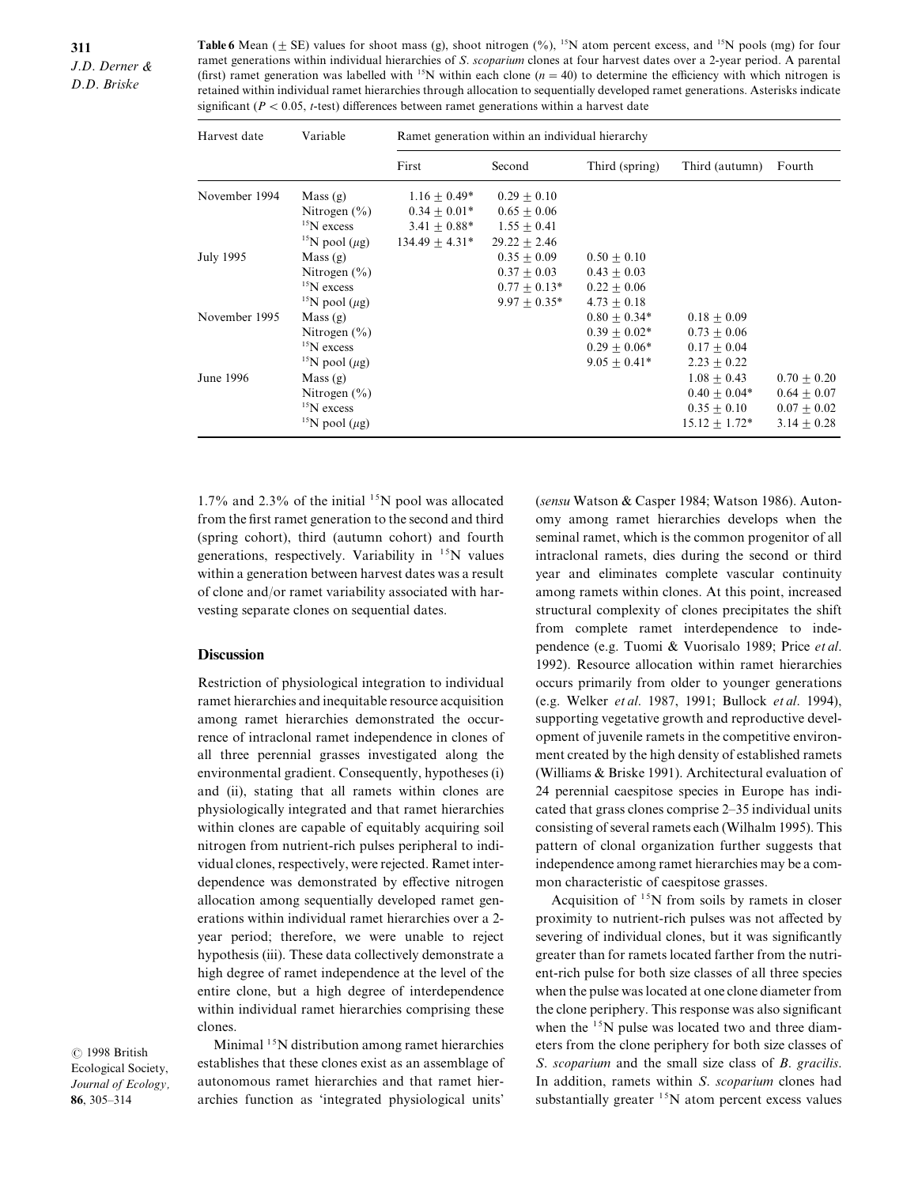**Table 6** Mean (± SE) values for shoot mass (g), shoot nitrogen (%), $^{15}N$ atom percent excess, and $^{15}N$ pools (mg) for four ramet generations within individual hierarchies of *S. scoparium* clones at four harvest dates over a 2-year period. A parental (first) ramet generation was labelled with $^{15}N$ within each clone ($n = 40$) to determine the efficiency with which nitrogen is retained within individual ramet hierarchies through allocation to sequentially developed ramet generations. Asterisks indicate significant ($P < 0.05$, $t$-test) differences between ramet generations within a harvest date

| Harvest date | Variable | Ramet generation within an individual hierarchy | | | | |
|---|---|---|---|---|---|---|
| | | First | Second | Third (spring) | Third (autumn) | Fourth |
| November 1994 | Mass (g) | 1.16 ± 0.49* | 0.29 ± 0.10 | | | |
| | Nitrogen (%) | 0.34 ± 0.01* | 0.65 ± 0.06 | | | |
| | $^{15}N$ excess | 3.41 ± 0.88* | 1.55 ± 0.41 | | | |
| | $^{15}N$ pool ($\mu$g) | 134.49 ± 4.31* | 29.22 ± 2.46 | | | |
| July 1995 | Mass (g) | | 0.35 ± 0.09 | 0.50 ± 0.10 | | |
| | Nitrogen (%) | | 0.37 ± 0.03 | 0.43 ± 0.03 | | |
| | $^{15}N$ excess | | 0.77 ± 0.13* | 0.22 ± 0.06 | | |
| | $^{15}N$ pool ($\mu$g) | | 9.97 ± 0.35* | 4.73 ± 0.18 | | |
| November 1995 | Mass (g) | | | 0.80 ± 0.34* | 0.18 ± 0.09 | |
| | Nitrogen (%) | | | 0.39 ± 0.02* | 0.73 ± 0.06 | |
| | $^{15}N$ excess | | | 0.29 ± 0.06* | 0.17 ± 0.04 | |
| | $^{15}N$ pool ($\mu$g) | | | 9.05 ± 0.41* | 2.23 ± 0.22 | |
| June 1996 | Mass (g) | | | | 1.08 ± 0.43 | 0.70 ± 0.20 |
| | Nitrogen (%) | | | | 0.40 ± 0.04* | 0.64 ± 0.07 |
| | $^{15}N$ excess | | | | 0.35 ± 0.10 | 0.07 ± 0.02 |
| | $^{15}N$ pool ($\mu$g) | | | | 15.12 ± 1.72* | 3.14 ± 0.28 |

1.7% and 2.3% of the initial $^{15}N$ pool was allocated from the first ramet generation to the second and third (spring cohort), third (autumn cohort) and fourth generations, respectively. Variability in $^{15}N$ values within a generation between harvest dates was a result of clone and/or ramet variability associated with harvesting separate clones on sequential dates.

## Discussion

Restriction of physiological integration to individual ramet hierarchies and inequitable resource acquisition among ramet hierarchies demonstrated the occurrence of intraclonal ramet independence in clones of all three perennial grasses investigated along the environmental gradient. Consequently, hypotheses (i) and (ii), stating that all ramets within clones are physiologically integrated and that ramet hierarchies within clones are capable of equitably acquiring soil nitrogen from nutrient-rich pulses peripheral to individual clones, respectively, were rejected. Ramet interdependence was demonstrated by effective nitrogen allocation among sequentially developed ramet generations within individual ramet hierarchies over a 2-year period; therefore, we were unable to reject hypothesis (iii). These data collectively demonstrate a high degree of ramet independence at the level of the entire clone, but a high degree of interdependence within individual ramet hierarchies comprising these clones.

Minimal $^{15}N$ distribution among ramet hierarchies establishes that these clones exist as an assemblage of autonomous ramet hierarchies and that ramet hierarchies function as 'integrated physiological units' (*sensu* Watson & Casper 1984; Watson 1986). Autonomy among ramet hierarchies develops when the seminal ramet, which is the common progenitor of all intraclonal ramets, dies during the second or third year and eliminates complete vascular continuity among ramets within clones. At this point, increased structural complexity of clones precipitates the shift from complete ramet interdependence to independence (e.g. Tuomi & Vuorisalo 1989; Price *et al.* 1992). Resource allocation within ramet hierarchies occurs primarily from older to younger generations (e.g. Welker *et al.* 1987, 1991; Bullock *et al.* 1994), supporting vegetative growth and reproductive development of juvenile ramets in the competitive environment created by the high density of established ramets (Williams & Briske 1991). Architectural evaluation of 24 perennial caespitose species in Europe has indicated that grass clones comprise 2–35 individual units consisting of several ramets each (Wilhalm 1995). This pattern of clonal organization further suggests that independence among ramet hierarchies may be a common characteristic of caespitose grasses.

Acquisition of $^{15}N$ from soils by ramets in closer proximity to nutrient-rich pulses was not affected by severing of individual clones, but it was significantly greater than for ramets located farther from the nutrient-rich pulse for both size classes of all three species when the pulse was located at one clone diameter from the clone periphery. This response was also significant when the $^{15}N$ pulse was located two and three diameters from the clone periphery for both size classes of *S. scoparium* and the small size class of *B. gracilis*. In addition, ramets within *S. scoparium* clones had substantially greater $^{15}N$ atom percent excess values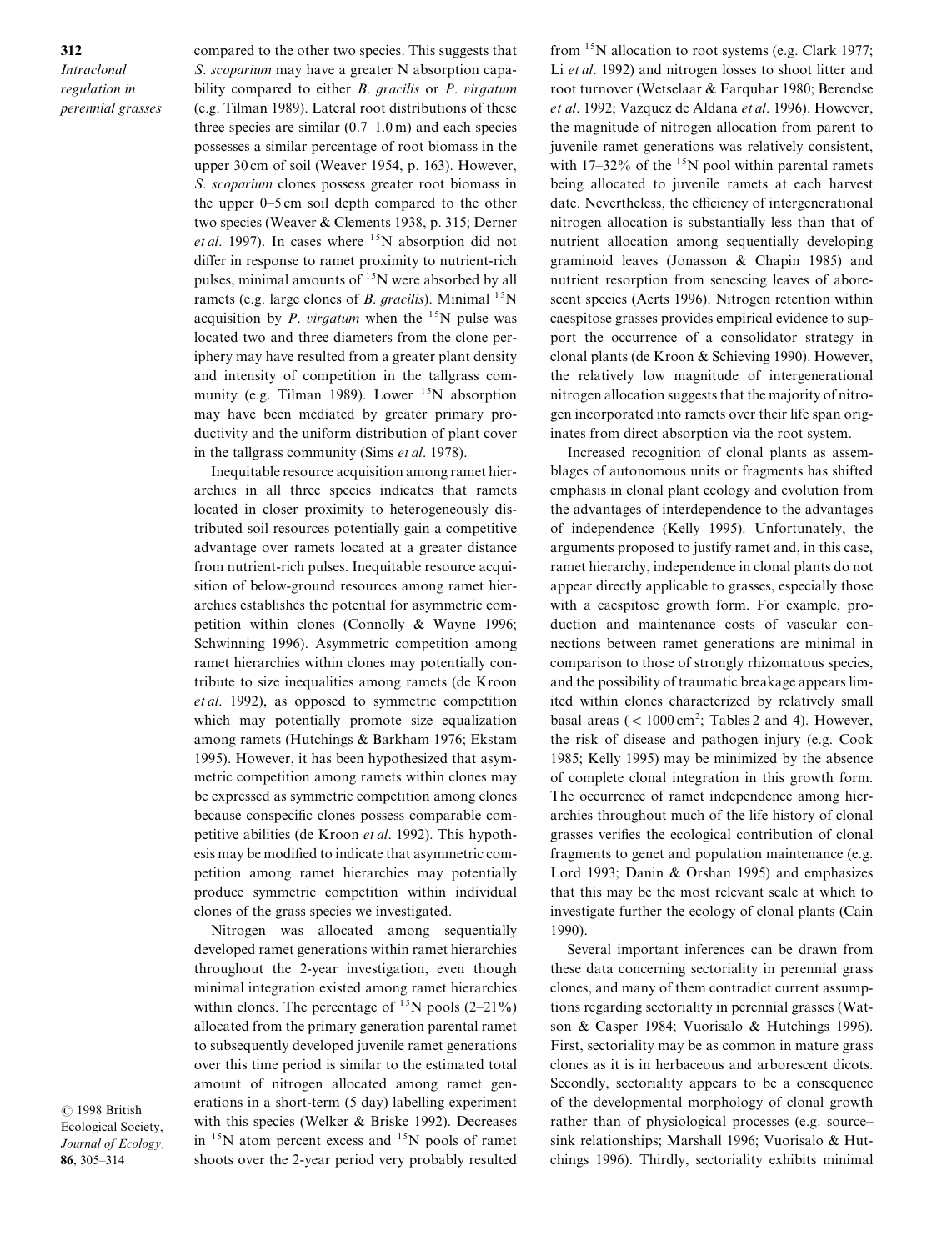compared to the other two species. This suggests that *S. scoparium* may have a greater N absorption capability compared to either *B. gracilis* or *P. virgatum* (e.g. Tilman 1989). Lateral root distributions of these three species are similar (0.7–1.0 m) and each species possesses a similar percentage of root biomass in the upper 30 cm of soil (Weaver 1954, p. 163). However, *S. scoparium* clones possess greater root biomass in the upper 0–5 cm soil depth compared to the other two species (Weaver & Clements 1938, p. 315; Derner *et al.* 1997). In cases where $^{15}N$ absorption did not differ in response to ramet proximity to nutrient-rich pulses, minimal amounts of $^{15}N$ were absorbed by all ramets (e.g. large clones of *B. gracilis*). Minimal $^{15}N$ acquisition by *P. virgatum* when the $^{15}N$ pulse was located two and three diameters from the clone periphery may have resulted from a greater plant density and intensity of competition in the tallgrass community (e.g. Tilman 1989). Lower $^{15}N$ absorption may have been mediated by greater primary productivity and the uniform distribution of plant cover in the tallgrass community (Sims *et al.* 1978).

Inequitable resource acquisition among ramet hierarchies in all three species indicates that ramets located in closer proximity to heterogeneously distributed soil resources potentially gain a competitive advantage over ramets located at a greater distance from nutrient-rich pulses. Inequitable resource acquisition of below-ground resources among ramet hierarchies establishes the potential for asymmetric competition within clones (Connolly & Wayne 1996; Schwinning 1996). Asymmetric competition among ramet hierarchies within clones may potentially contribute to size inequalities among ramets (de Kroon *et al.* 1992), as opposed to symmetric competition which may potentially promote size equalization among ramets (Hutchings & Barkham 1976; Ekstam 1995). However, it has been hypothesized that asymmetric competition among ramets within clones may be expressed as symmetric competition among clones because conspecific clones possess comparable competitive abilities (de Kroon *et al.* 1992). This hypothesis may be modified to indicate that asymmetric competition among ramet hierarchies may potentially produce symmetric competition within individual clones of the grass species we investigated.

Nitrogen was allocated among sequentially developed ramet generations within ramet hierarchies throughout the 2-year investigation, even though minimal integration existed among ramet hierarchies within clones. The percentage of $^{15}N$ pools (2–21%) allocated from the primary generation parental ramet to subsequently developed juvenile ramet generations over this time period is similar to the estimated total amount of nitrogen allocated among ramet generations in a short-term (5 day) labelling experiment with this species (Welker & Briske 1992). Decreases in $^{15}N$ atom percent excess and $^{15}N$ pools of ramet shoots over the 2-year period very probably resulted from $^{15}N$ allocation to root systems (e.g. Clark 1977; Li *et al.* 1992) and nitrogen losses to shoot litter and root turnover (Wetselaar & Farquhar 1980; Berendse *et al.* 1992; Vazquez de Aldana *et al.* 1996). However, the magnitude of nitrogen allocation from parent to juvenile ramet generations was relatively consistent, with 17–32% of the $^{15}N$ pool within parental ramets being allocated to juvenile ramets at each harvest date. Nevertheless, the efficiency of intergenerational nitrogen allocation is substantially less than that of nutrient allocation among sequentially developing graminoid leaves (Jonasson & Chapin 1985) and nutrient resorption from senescing leaves of arborescent species (Aerts 1996). Nitrogen retention within caespitose grasses provides empirical evidence to support the occurrence of a consolidator strategy in clonal plants (de Kroon & Schieving 1990). However, the relatively low magnitude of intergenerational nitrogen allocation suggests that the majority of nitrogen incorporated into ramets over their life span originates from direct absorption via the root system.

Increased recognition of clonal plants as assemblages of autonomous units or fragments has shifted emphasis in clonal plant ecology and evolution from the advantages of interdependence to the advantages of independence (Kelly 1995). Unfortunately, the arguments proposed to justify ramet and, in this case, ramet hierarchy, independence in clonal plants do not appear directly applicable to grasses, especially those with a caespitose growth form. For example, production and maintenance costs of vascular connections between ramet generations are minimal in comparison to those of strongly rhizomatous species, and the possibility of traumatic breakage appears limited within clones characterized by relatively small basal areas ($< 1000\,cm^2$; Tables 2 and 4). However, the risk of disease and pathogen injury (e.g. Cook 1985; Kelly 1995) may be minimized by the absence of complete clonal integration in this growth form. The occurrence of ramet independence among hierarchies throughout much of the life history of clonal grasses verifies the ecological contribution of clonal fragments to genet and population maintenance (e.g. Lord 1993; Danin & Orshan 1995) and emphasizes that this may be the most relevant scale at which to investigate further the ecology of clonal plants (Cain 1990).

Several important inferences can be drawn from these data concerning sectoriality in perennial grass clones, and many of them contradict current assumptions regarding sectoriality in perennial grasses (Watson & Casper 1984; Vuorisalo & Hutchings 1996). First, sectoriality may be as common in mature grass clones as it is in herbaceous and arborescent dicots. Secondly, sectoriality appears to be a consequence of the developmental morphology of clonal growth rather than of physiological processes (e.g. source–sink relationships; Marshall 1996; Vuorisalo & Hutchings 1996). Thirdly, sectoriality exhibits minimal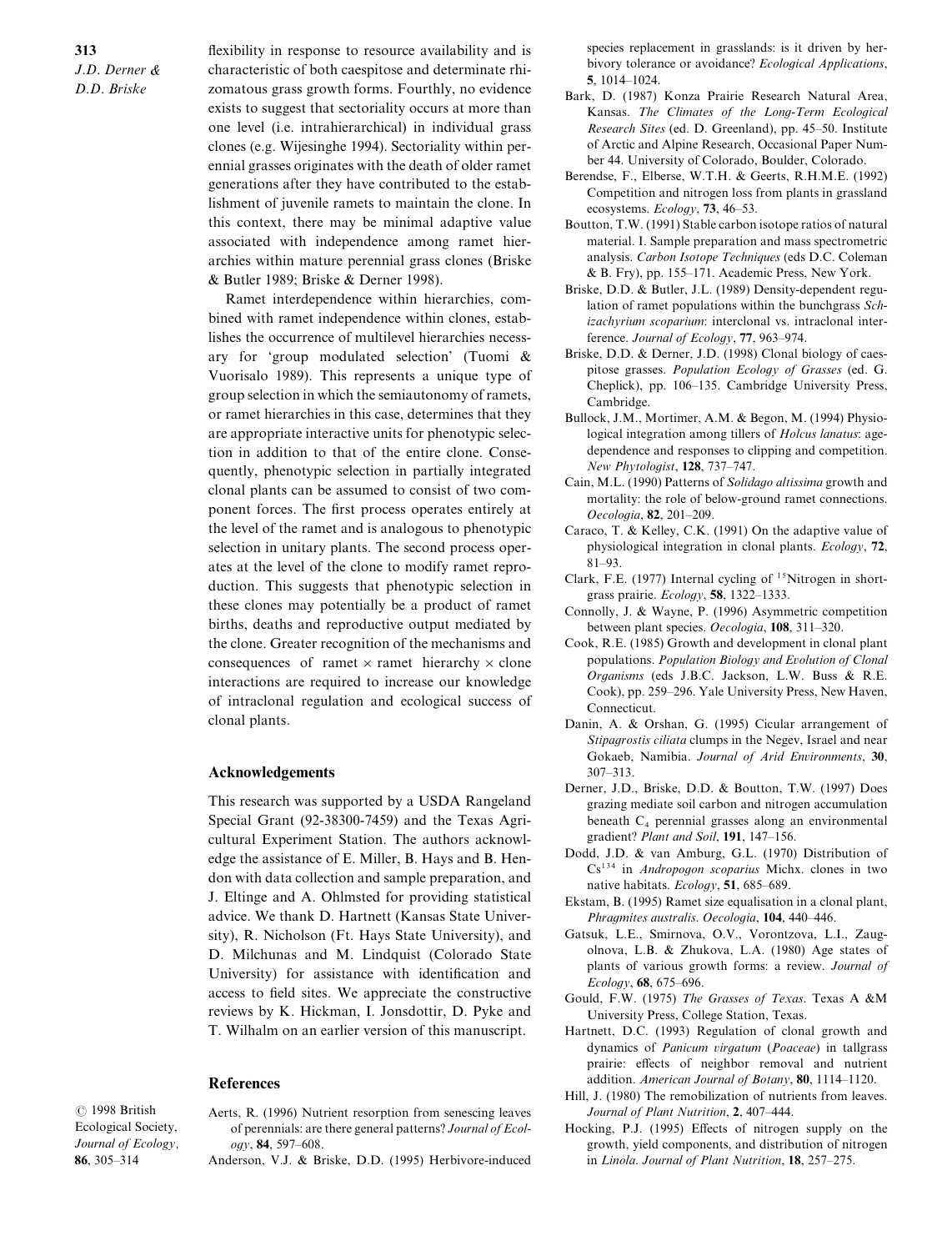flexibility in response to resource availability and is characteristic of both caespitose and determinate rhizomatous grass growth forms. Fourthly, no evidence exists to suggest that sectoriality occurs at more than one level (i.e. intrahierarchical) in individual grass clones (e.g. Wijesinghe 1994). Sectoriality within perennial grasses originates with the death of older ramet generations after they have contributed to the establishment of juvenile ramets to maintain the clone. In this context, there may be minimal adaptive value associated with independence among ramet hierarchies within mature perennial grass clones (Briske & Butler 1989; Briske & Derner 1998).

Ramet interdependence within hierarchies, combined with ramet independence within clones, establishes the occurrence of multilevel hierarchies necessary for 'group modulated selection' (Tuomi & Vuorisalo 1989). This represents a unique type of group selection in which the semiautonomy of ramets, or ramet hierarchies in this case, determines that they are appropriate interactive units for phenotypic selection in addition to that of the entire clone. Consequently, phenotypic selection in partially integrated clonal plants can be assumed to consist of two component forces. The first process operates entirely at the level of the ramet and is analogous to phenotypic selection in unitary plants. The second process operates at the level of the clone to modify ramet reproduction. This suggests that phenotypic selection in these clones may potentially be a product of ramet births, deaths and reproductive output mediated by the clone. Greater recognition of the mechanisms and consequences of ramet × ramet hierarchy × clone interactions are required to increase our knowledge of intraclonal regulation and ecological success of clonal plants.

## Acknowledgements

This research was supported by a USDA Rangeland Special Grant (92-38300-7459) and the Texas Agricultural Experiment Station. The authors acknowledge the assistance of E. Miller, B. Hays and B. Hendon with data collection and sample preparation, and J. Eltinge and A. Ohlmsted for providing statistical advice. We thank D. Hartnett (Kansas State University), R. Nicholson (Ft. Hays State University), and D. Milchunas and M. Lindquist (Colorado State University) for assistance with identification and access to field sites. We appreciate the constructive reviews by K. Hickman, I. Jonsdottir, D. Pyke and T. Wilhalm on an earlier version of this manuscript.

## References

Aerts, R. (1996) Nutrient resorption from senescing leaves of perennials: are there general patterns? *Journal of Ecology*, **84**, 597–608.

Anderson, V.J. & Briske, D.D. (1995) Herbivore-induced species replacement in grasslands: is it driven by herbivory tolerance or avoidance? *Ecological Applications*, **5**, 1014–1024.

Bark, D. (1987) Konza Prairie Research Natural Area, Kansas. *The Climates of the Long-Term Ecological Research Sites* (ed. D. Greenland), pp. 45–50. Institute of Arctic and Alpine Research, Occasional Paper Number 44. University of Colorado, Boulder, Colorado.

Berendse, F., Elberse, W.T.H. & Geerts, R.H.M.E. (1992) Competition and nitrogen loss from plants in grassland ecosystems. *Ecology*, **73**, 46–53.

Boutton, T.W. (1991) Stable carbon isotope ratios of natural material. I. Sample preparation and mass spectrometric analysis. *Carbon Isotope Techniques* (eds D.C. Coleman & B. Fry), pp. 155–171. Academic Press, New York.

Briske, D.D. & Butler, J.L. (1989) Density-dependent regulation of ramet populations within the bunchgrass *Schizachyrium scoparium*: interclonal vs. intraclonal interference. *Journal of Ecology*, **77**, 963–974.

Briske, D.D. & Derner, J.D. (1998) Clonal biology of caespitose grasses. *Population Ecology of Grasses* (ed. G. Cheplick), pp. 106–135. Cambridge University Press, Cambridge.

Bullock, J.M., Mortimer, A.M. & Begon, M. (1994) Physiological integration among tillers of *Holcus lanatus*: age-dependence and responses to clipping and competition. *New Phytologist*, **128**, 737–747.

Cain, M.L. (1990) Patterns of *Solidago altissima* growth and mortality: the role of below-ground ramet connections. *Oecologia*, **82**, 201–209.

Caraco, T. & Kelley, C.K. (1991) On the adaptive value of physiological integration in clonal plants. *Ecology*, **72**, 81–93.

Clark, F.E. (1977) Internal cycling of $^{15}$Nitrogen in shortgrass prairie. *Ecology*, **58**, 1322–1333.

Connolly, J. & Wayne, P. (1996) Asymmetric competition between plant species. *Oecologia*, **108**, 311–320.

Cook, R.E. (1985) Growth and development in clonal plant populations. *Population Biology and Evolution of Clonal Organisms* (eds J.B.C. Jackson, L.W. Buss & R.E. Cook), pp. 259–296. Yale University Press, New Haven, Connecticut.

Danin, A. & Orshan, G. (1995) Cicular arrangement of *Stipagrostis ciliata* clumps in the Negev, Israel and near Gokaeb, Namibia. *Journal of Arid Environments*, **30**, 307–313.

Derner, J.D., Briske, D.D. & Boutton, T.W. (1997) Does grazing mediate soil carbon and nitrogen accumulation beneath $C_4$ perennial grasses along an environmental gradient? *Plant and Soil*, **191**, 147–156.

Dodd, J.D. & van Amburg, G.L. (1970) Distribution of $Cs^{134}$ in *Andropogon scoparius* Michx. clones in two native habitats. *Ecology*, **51**, 685–689.

Ekstam, B. (1995) Ramet size equalisation in a clonal plant, *Phragmites australis*. *Oecologia*, **104**, 440–446.

Gatsuk, L.E., Smirnova, O.V., Vorontzova, L.I., Zaugolnova, L.B. & Zhukova, L.A. (1980) Age states of plants of various growth forms: a review. *Journal of Ecology*, **68**, 675–696.

Gould, F.W. (1975) *The Grasses of Texas*. Texas A &M University Press, College Station, Texas.

Hartnett, D.C. (1993) Regulation of clonal growth and dynamics of *Panicum virgatum* (*Poaceae*) in tallgrass prairie: effects of neighbor removal and nutrient addition. *American Journal of Botany*, **80**, 1114–1120.

Hill, J. (1980) The remobilization of nutrients from leaves. *Journal of Plant Nutrition*, **2**, 407–444.

Hocking, P.J. (1995) Effects of nitrogen supply on the growth, yield components, and distribution of nitrogen in *Linola*. *Journal of Plant Nutrition*, **18**, 257–275.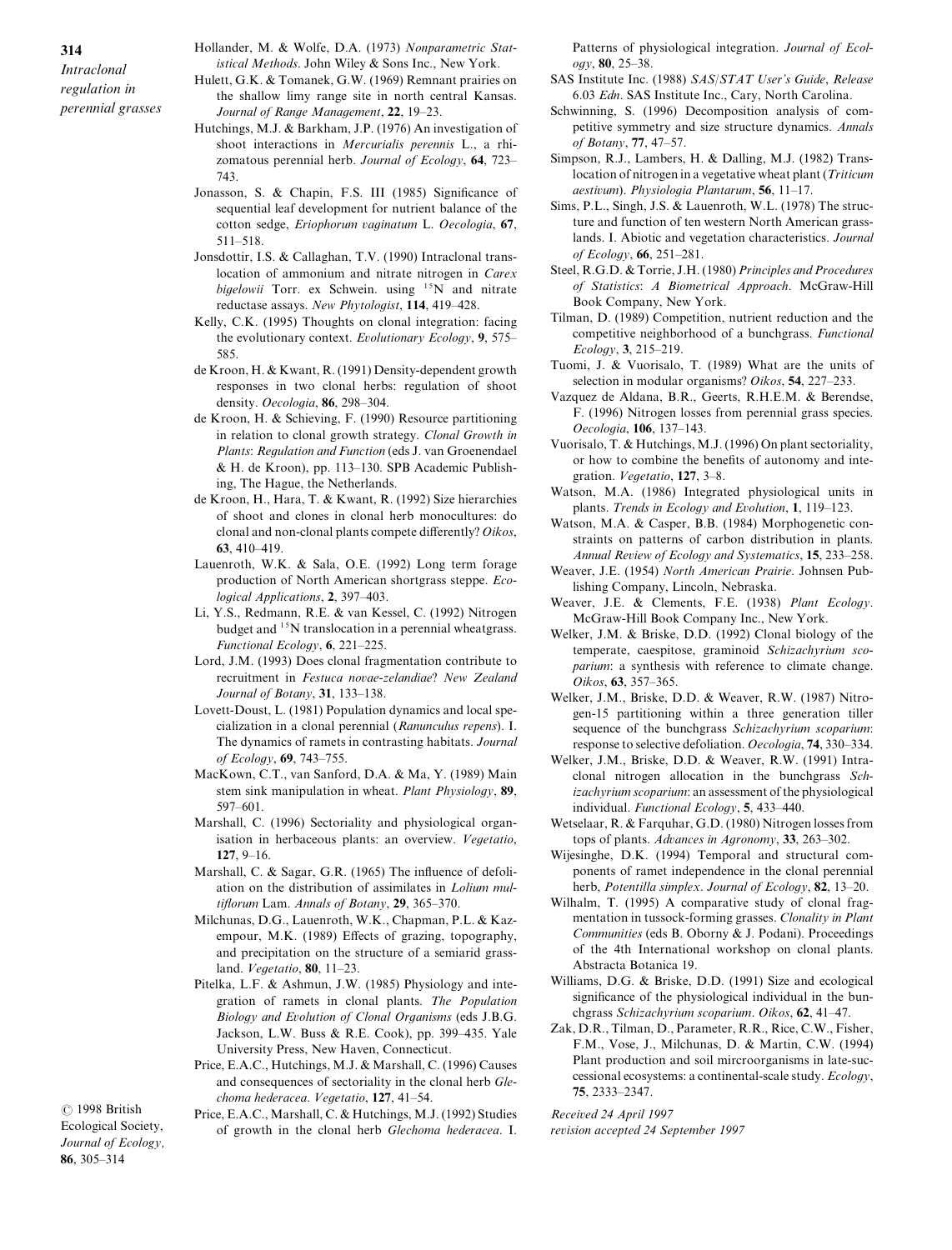Hollander, M. & Wolfe, D.A. (1973) *Nonparametric Statistical Methods*. John Wiley & Sons Inc., New York.

Hulett, G.K. & Tomanek, G.W. (1969) Remnant prairies on the shallow limy range site in north central Kansas. *Journal of Range Management*, **22**, 19–23.

Hutchings, M.J. & Barkham, J.P. (1976) An investigation of shoot interactions in *Mercurialis perennis* L., a rhizomatous perennial herb. *Journal of Ecology*, **64**, 723–743.

Jonasson, S. & Chapin, F.S. III (1985) Significance of sequential leaf development for nutrient balance of the cotton sedge, *Eriophorum vaginatum* L. *Oecologia*, **67**, 511–518.

Jonsdottir, I.S. & Callaghan, T.V. (1990) Intraclonal translocation of ammonium and nitrate nitrogen in *Carex bigelowii* Torr. ex Schwein. using $^{15}$N and nitrate reductase assays. *New Phytologist*, **114**, 419–428.

Kelly, C.K. (1995) Thoughts on clonal integration: facing the evolutionary context. *Evolutionary Ecology*, **9**, 575–585.

de Kroon, H. & Kwant, R. (1991) Density-dependent growth responses in two clonal herbs: regulation of shoot density. *Oecologia*, **86**, 298–304.

de Kroon, H. & Schieving, F. (1990) Resource partitioning in relation to clonal growth strategy. *Clonal Growth in Plants: Regulation and Function* (eds J. van Groenendael & H. de Kroon), pp. 113–130. SPB Academic Publishing, The Hague, the Netherlands.

de Kroon, H., Hara, T. & Kwant, R. (1992) Size hierarchies of shoot and clones in clonal herb monocultures: do clonal and non-clonal plants compete differently? *Oikos*, **63**, 410–419.

Lauenroth, W.K. & Sala, O.E. (1992) Long term forage production of North American shortgrass steppe. *Ecological Applications*, **2**, 397–403.

Li, Y.S., Redmann, R.E. & van Kessel, C. (1992) Nitrogen budget and $^{15}$N translocation in a perennial wheatgrass. *Functional Ecology*, **6**, 221–225.

Lord, J.M. (1993) Does clonal fragmentation contribute to recruitment in *Festuca novae-zelandiae*? *New Zealand Journal of Botany*, **31**, 133–138.

Lovett-Doust, L. (1981) Population dynamics and local specialization in a clonal perennial (*Ranunculus repens*). I. The dynamics of ramets in contrasting habitats. *Journal of Ecology*, **69**, 743–755.

MacKown, C.T., van Sanford, D.A. & Ma, Y. (1989) Main stem sink manipulation in wheat. *Plant Physiology*, **89**, 597–601.

Marshall, C. (1996) Sectoriality and physiological organisation in herbaceous plants: an overview. *Vegetatio*, **127**, 9–16.

Marshall, C. & Sagar, G.R. (1965) The influence of defoliation on the distribution of assimilates in *Lolium multiflorum* Lam. *Annals of Botany*, **29**, 365–370.

Milchunas, D.G., Lauenroth, W.K., Chapman, P.L. & Kazempour, M.K. (1989) Effects of grazing, topography, and precipitation on the structure of a semiarid grassland. *Vegetatio*, **80**, 11–23.

Pitelka, L.F. & Ashmun, J.W. (1985) Physiology and integration of ramets in clonal plants. *The Population Biology and Evolution of Clonal Organisms* (eds J.B.G. Jackson, L.W. Buss & R.E. Cook), pp. 399–435. Yale University Press, New Haven, Connecticut.

Price, E.A.C., Hutchings, M.J. & Marshall, C. (1996) Causes and consequences of sectoriality in the clonal herb *Glechoma hederacea*. *Vegetatio*, **127**, 41–54.

Price, E.A.C., Marshall, C. & Hutchings, M.J. (1992) Studies of growth in the clonal herb *Glechoma hederacea*. I. Patterns of physiological integration. *Journal of Ecology*, **80**, 25–38.

SAS Institute Inc. (1988) *SAS/STAT User's Guide, Release 6.03 Edn*. SAS Institute Inc., Cary, North Carolina.

Schwinning, S. (1996) Decomposition analysis of competitive symmetry and size structure dynamics. *Annals of Botany*, **77**, 47–57.

Simpson, R.J., Lambers, H. & Dalling, M.J. (1982) Translocation of nitrogen in a vegetative wheat plant (*Triticum aestivum*). *Physiologia Plantarum*, **56**, 11–17.

Sims, P.L., Singh, J.S. & Lauenroth, W.L. (1978) The structure and function of ten western North American grasslands. I. Abiotic and vegetation characteristics. *Journal of Ecology*, **66**, 251–281.

Steel, R.G.D. & Torrie, J.H. (1980) *Principles and Procedures of Statistics: A Biometrical Approach*. McGraw-Hill Book Company, New York.

Tilman, D. (1989) Competition, nutrient reduction and the competitive neighborhood of a bunchgrass. *Functional Ecology*, **3**, 215–219.

Tuomi, J. & Vuorisalo, T. (1989) What are the units of selection in modular organisms? *Oikos*, **54**, 227–233.

Vazquez de Aldana, B.R., Geerts, R.H.E.M. & Berendse, F. (1996) Nitrogen losses from perennial grass species. *Oecologia*, **106**, 137–143.

Vuorisalo, T. & Hutchings, M.J. (1996) On plant sectoriality, or how to combine the benefits of autonomy and integration. *Vegetatio*, **127**, 3–8.

Watson, M.A. (1986) Integrated physiological units in plants. *Trends in Ecology and Evolution*, **1**, 119–123.

Watson, M.A. & Casper, B.B. (1984) Morphogenetic constraints on patterns of carbon distribution in plants. *Annual Review of Ecology and Systematics*, **15**, 233–258.

Weaver, J.E. (1954) *North American Prairie*. Johnsen Publishing Company, Lincoln, Nebraska.

Weaver, J.E. & Clements, F.E. (1938) *Plant Ecology*. McGraw-Hill Book Company Inc., New York.

Welker, J.M. & Briske, D.D. (1992) Clonal biology of the temperate, caespitose, graminoid *Schizachyrium scoparium*: a synthesis with reference to climate change. *Oikos*, **63**, 357–365.

Welker, J.M., Briske, D.D. & Weaver, R.W. (1987) Nitrogen-15 partitioning within a three generation tiller sequence of the bunchgrass *Schizachyrium scoparium*: response to selective defoliation. *Oecologia*, **74**, 330–334.

Welker, J.M., Briske, D.D. & Weaver, R.W. (1991) Intraclonal nitrogen allocation in the bunchgrass *Schizachyrium scoparium*: an assessment of the physiological individual. *Functional Ecology*, **5**, 433–440.

Wetselaar, R. & Farquhar, G.D. (1980) Nitrogen losses from tops of plants. *Advances in Agronomy*, **33**, 263–302.

Wijesinghe, D.K. (1994) Temporal and structural components of ramet independence in the clonal perennial herb, *Potentilla simplex*. *Journal of Ecology*, **82**, 13–20.

Wilhalm, T. (1995) A comparative study of clonal fragmentation in tussock-forming grasses. *Clonality in Plant Communities* (eds B. Oborny & J. Podani). Proceedings of the 4th International workshop on clonal plants. Abstracta Botanica 19.

Williams, D.G. & Briske, D.D. (1991) Size and ecological significance of the physiological individual in the bunchgrass *Schizachyrium scoparium*. *Oikos*, **62**, 41–47.

Zak, D.R., Tilman, D., Parameter, R.R., Rice, C.W., Fisher, F.M., Vose, J., Milchunas, D. & Martin, C.W. (1994) Plant production and soil mircroorganisms in late-successional ecosystems: a continental-scale study. *Ecology*, **75**, 2333–2347.

*Received 24 April 1997*
*revision accepted 24 September 1997*